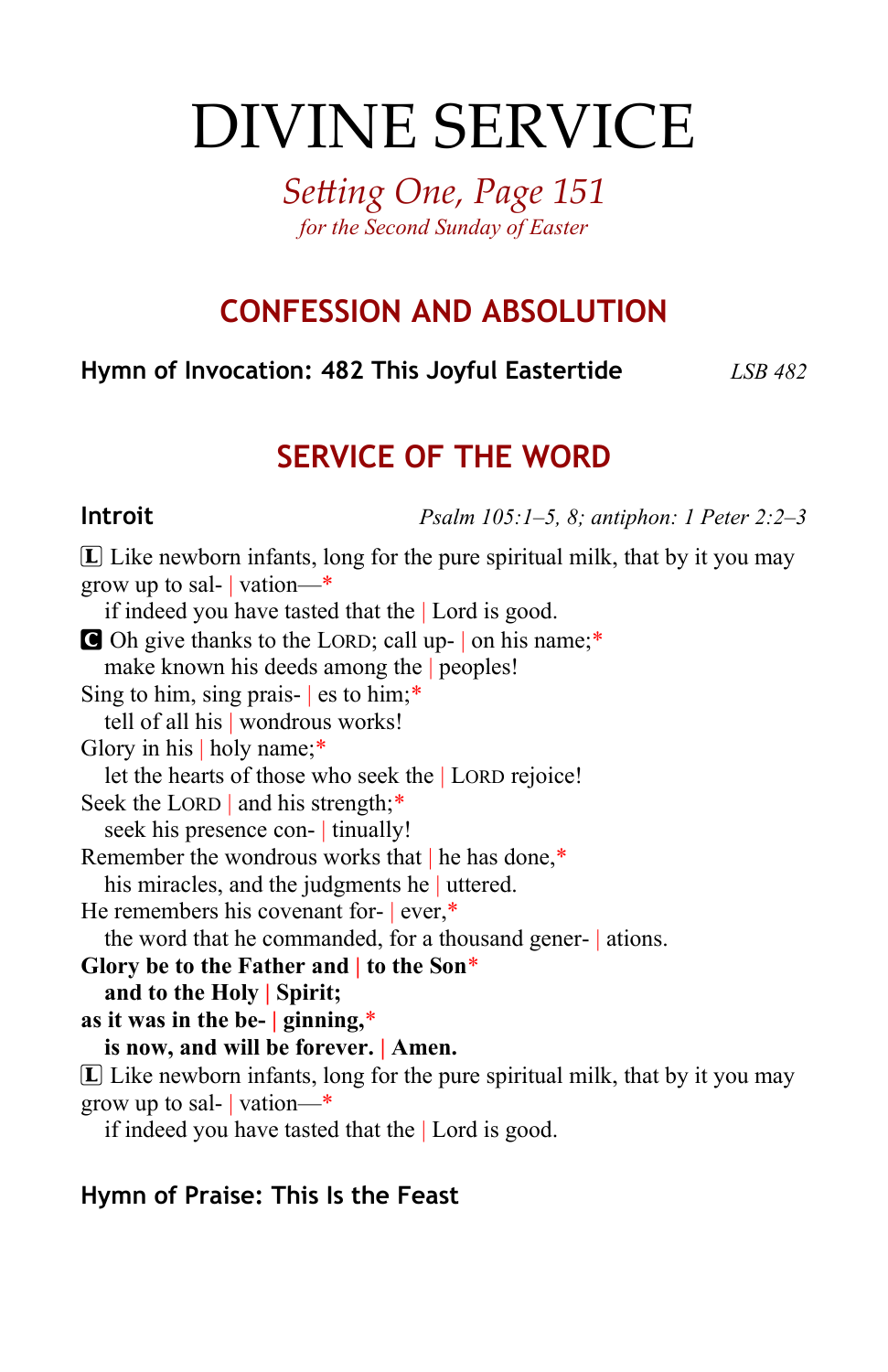# DIVINE SERVICE

*Setting One, Page 151*
*for the Second Sunday of Easter*

## CONFESSION AND ABSOLUTION

**Hymn of Invocation: 482 This Joyful Eastertide** *LSB 482*

## SERVICE OF THE WORD

**Introit** *Psalm 105:1–5, 8; antiphon: 1 Peter 2:2–3*

L Like newborn infants, long for the pure spiritual milk, that by it you may grow up to sal- | vation—*
  if indeed you have tasted that the | Lord is good.
C Oh give thanks to the LORD; call up- | on his name;*
  make known his deeds among the | peoples!
Sing to him, sing prais- | es to him;*
  tell of all his | wondrous works!
Glory in his | holy name;*
  let the hearts of those who seek the | LORD rejoice!
Seek the LORD | and his strength;*
  seek his presence con- | tinually!
Remember the wondrous works that | he has done,*
  his miracles, and the judgments he | uttered.
He remembers his covenant for- | ever,*
  the word that he commanded, for a thousand gener- | ations.
**Glory be to the Father and | to the Son***
  **and to the Holy | Spirit;**
**as it was in the be- | ginning,***
  **is now, and will be forever. | Amen.**
L Like newborn infants, long for the pure spiritual milk, that by it you may grow up to sal- | vation—*
  if indeed you have tasted that the | Lord is good.

**Hymn of Praise: This Is the Feast**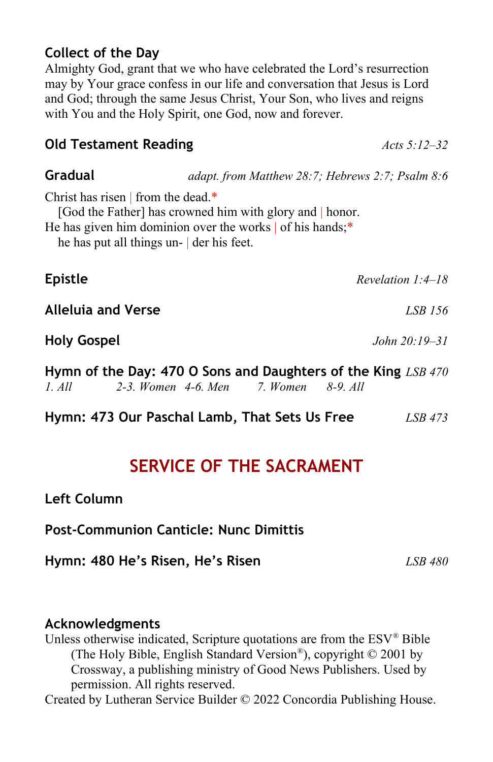## Collect of the Day

Almighty God, grant that we who have celebrated the Lord's resurrection may by Your grace confess in our life and conversation that Jesus is Lord and God; through the same Jesus Christ, Your Son, who lives and reigns with You and the Holy Spirit, one God, now and forever.

## Old Testament Reading *Acts 5:12–32*

## Gradual *adapt. from Matthew 28:7; Hebrews 2:7; Psalm 8:6*

Christ has risen | from the dead.*
  [God the Father] has crowned him with glory and | honor.
He has given him dominion over the works | of his hands;*
  he has put all things un- | der his feet.

## Epistle *Revelation 1:4–18*

## Alleluia and Verse *LSB 156*

## Holy Gospel *John 20:19–31*

## Hymn of the Day: 470 O Sons and Daughters of the King *LSB 470*

*1. All  2-3. Women  4-6. Men  7. Women  8-9. All*

## Hymn: 473 Our Paschal Lamb, That Sets Us Free *LSB 473*

# SERVICE OF THE SACRAMENT

## Left Column

## Post-Communion Canticle: Nunc Dimittis

## Hymn: 480 He's Risen, He's Risen *LSB 480*

## Acknowledgments

Unless otherwise indicated, Scripture quotations are from the ESV® Bible (The Holy Bible, English Standard Version®), copyright © 2001 by Crossway, a publishing ministry of Good News Publishers. Used by permission. All rights reserved.
Created by Lutheran Service Builder © 2022 Concordia Publishing House.